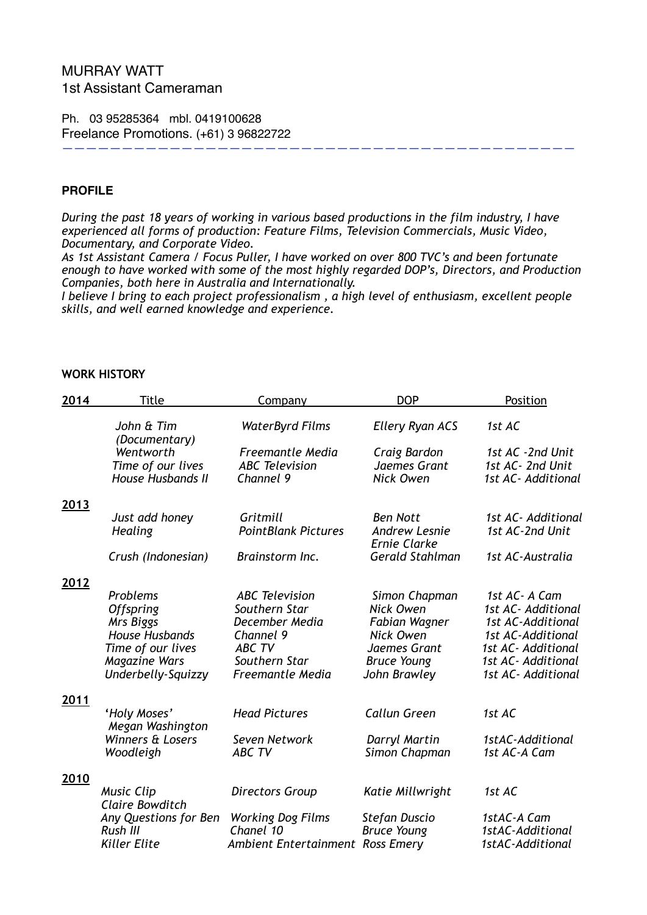# MURRAY WATT

1st Assistant Cameraman

Ph. 03 95285364 mbl. 0419100628
Freelance Promotions. (+61) 3 96822722

---

## PROFILE

*During the past 18 years of working in various based productions in the film industry, I have experienced all forms of production: Feature Films, Television Commercials, Music Video, Documentary, and Corporate Video.*
*As 1st Assistant Camera / Focus Puller, I have worked on over 800 TVC's and been fortunate enough to have worked with some of the most highly regarded DOP's, Directors, and Production Companies, both here in Australia and Internationally.*
*I believe I bring to each project professionalism , a high level of enthusiasm, excellent people skills, and well earned knowledge and experience.*

## WORK HISTORY

| Year | Title | Company | DOP | Position |
|---|---|---|---|---|
| **2014** | *John & Tim (Documentary)* | *WaterByrd Films* | *Ellery Ryan ACS* | *1st AC* |
| | *Wentworth* | *Freemantle Media* | *Craig Bardon* | *1st AC -2nd Unit* |
| | *Time of our lives* | *ABC Television* | *Jaemes Grant* | *1st AC- 2nd Unit* |
| | *House Husbands II* | *Channel 9* | *Nick Owen* | *1st AC- Additional* |
| **2013** | *Just add honey* | *Gritmill* | *Ben Nott* | *1st AC- Additional* |
| | *Healing* | *PointBlank Pictures* | *Andrew Lesnie Ernie Clarke* | *1st AC-2nd Unit* |
| | *Crush (Indonesian)* | *Brainstorm Inc.* | *Gerald Stahlman* | *1st AC-Australia* |
| **2012** | *Problems* | *ABC Television* | *Simon Chapman* | *1st AC- A Cam* |
| | *Offspring* | *Southern Star* | *Nick Owen* | *1st AC- Additional* |
| | *Mrs Biggs* | *December Media* | *Fabian Wagner* | *1st AC-Additional* |
| | *House Husbands* | *Channel 9* | *Nick Owen* | *1st AC-Additional* |
| | *Time of our lives* | *ABC TV* | *Jaemes Grant* | *1st AC- Additional* |
| | *Magazine Wars* | *Southern Star* | *Bruce Young* | *1st AC- Additional* |
| | *Underbelly-Squizzy* | *Freemantle Media* | *John Brawley* | *1st AC- Additional* |
| **2011** | *'Holy Moses' Megan Washington* | *Head Pictures* | *Callun Green* | *1st AC* |
| | *Winners & Losers* | *Seven Network* | *Darryl Martin* | *1stAC-Additional* |
| | *Woodleigh* | *ABC TV* | *Simon Chapman* | *1st AC-A Cam* |
| **2010** | *Music Clip Claire Bowditch* | *Directors Group* | *Katie Millwright* | *1st AC* |
| | *Any Questions for Ben* | *Working Dog Films* | *Stefan Duscio* | *1stAC-A Cam* |
| | *Rush III* | *Chanel 10* | *Bruce Young* | *1stAC-Additional* |
| | *Killer Elite* | *Ambient Entertainment* | *Ross Emery* | *1stAC-Additional* |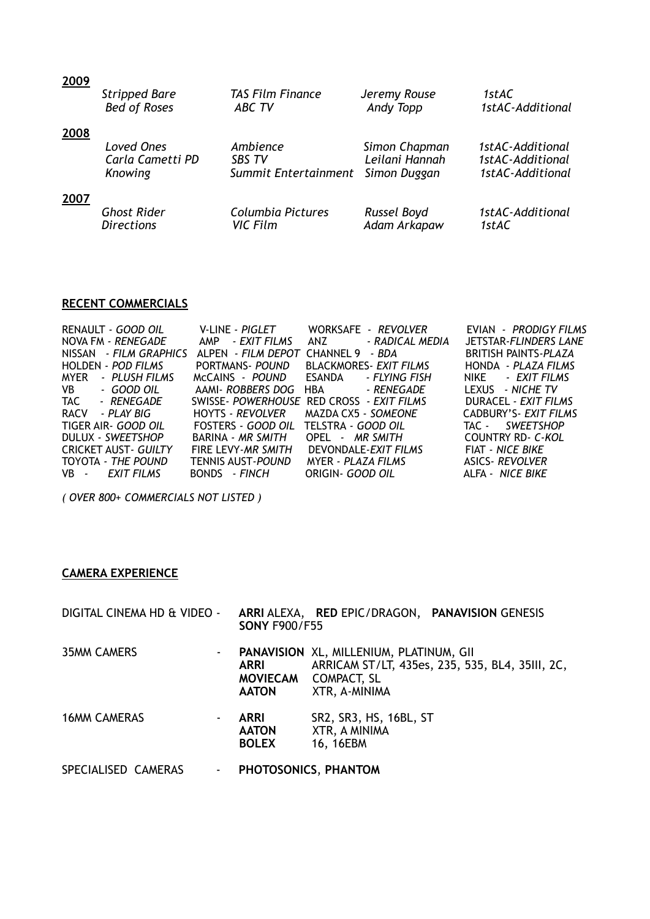**2009**

| | | | |
|---|---|---|---|
| *Stripped Bare* | *TAS Film Finance* | *Jeremy Rouse* | *1stAC* |
| *Bed of Roses* | *ABC TV* | *Andy Topp* | *1stAC-Additional* |

**2008**

| | | | |
|---|---|---|---|
| *Loved Ones* | *Ambience* | *Simon Chapman* | *1stAC-Additional* |
| *Carla Cametti PD* | *SBS TV* | *Leilani Hannah* | *1stAC-Additional* |
| *Knowing* | *Summit Entertainment* | *Simon Duggan* | *1stAC-Additional* |

**2007**

| | | | |
|---|---|---|---|
| *Ghost Rider* | *Columbia Pictures* | *Russel Boyd* | *1stAC-Additional* |
| *Directions* | *VIC Film* | *Adam Arkapaw* | *1stAC* |

## RECENT COMMERCIALS

| | | | |
|---|---|---|---|
| RENAULT - *GOOD OIL* | V-LINE - *PIGLET* | WORKSAFE - *REVOLVER* | EVIAN - *PRODIGY FILMS* |
| NOVA FM - *RENEGADE* | AMP - *EXIT FILMS* | ANZ - *RADICAL MEDIA* | JETSTAR-*FLINDERS LANE* |
| NISSAN - *FILM GRAPHICS* | ALPEN - *FILM DEPOT* | CHANNEL 9 - *BDA* | BRITISH PAINTS-*PLAZA* |
| HOLDEN - *POD FILMS* | PORTMANS- *POUND* | BLACKMORES- *EXIT FILMS* | HONDA - *PLAZA FILMS* |
| MYER - *PLUSH FILMS* | McCAINS - *POUND* | ESANDA - *FLYING FISH* | NIKE - *EXIT FILMS* |
| VB - *GOOD OIL* | AAMI- *ROBBERS DOG* | HBA - *RENEGADE* | LEXUS - *NICHE TV* |
| TAC - *RENEGADE* | SWISSE- *POWERHOUSE* | RED CROSS - *EXIT FILMS* | DURACEL - *EXIT FILMS* |
| RACV - *PLAY BIG* | HOYTS - *REVOLVER* | MAZDA CX5 - *SOMEONE* | CADBURY'S- *EXIT FILMS* |
| TIGER AIR- *GOOD OIL* | FOSTERS - *GOOD OIL* | TELSTRA - *GOOD OIL* | TAC - *SWEETSHOP* |
| DULUX - *SWEETSHOP* | BARINA - *MR SMITH* | OPEL - *MR SMITH* | COUNTRY RD- *C-KOL* |
| CRICKET AUST- *GUILTY* | FIRE LEVY-*MR SMITH* | DEVONDALE-*EXIT FILMS* | FIAT - *NICE BIKE* |
| TOYOTA - *THE POUND* | TENNIS AUST-*POUND* | MYER - *PLAZA FILMS* | ASICS- *REVOLVER* |
| VB - *EXIT FILMS* | BONDS - *FINCH* | ORIGIN- *GOOD OIL* | ALFA - *NICE BIKE* |

*( OVER 800+ COMMERCIALS NOT LISTED )*

## CAMERA EXPERIENCE

DIGITAL CINEMA HD & VIDEO - **ARRI** ALEXA, **RED** EPIC/DRAGON, **PANAVISION** GENESIS **SONY** F900/F55

35MM CAMERS -
- **PANAVISION** XL, MILLENIUM, PLATINUM, GII
- **ARRI** ARRICAM ST/LT, 435es, 235, 535, BL4, 35III, 2C,
- **MOVIECAM** COMPACT, SL
- **AATON** XTR, A-MINIMA

16MM CAMERAS -
- **ARRI** SR2, SR3, HS, 16BL, ST
- **AATON** XTR, A MINIMA
- **BOLEX** 16, 16EBM

SPECIALISED CAMERAS - **PHOTOSONICS**, **PHANTOM**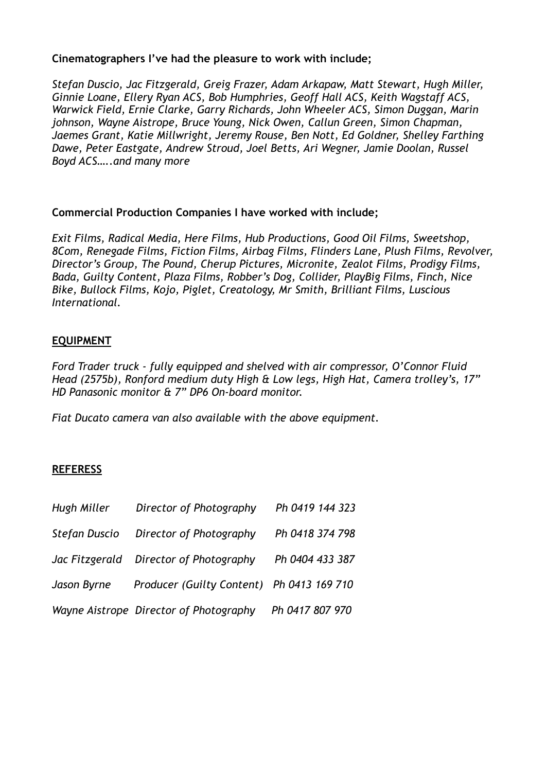**Cinematographers I've had the pleasure to work with include;**

*Stefan Duscio, Jac Fitzgerald, Greig Frazer, Adam Arkapaw, Matt Stewart, Hugh Miller, Ginnie Loane, Ellery Ryan ACS, Bob Humphries, Geoff Hall ACS, Keith Wagstaff ACS, Warwick Field, Ernie Clarke, Garry Richards, John Wheeler ACS, Simon Duggan, Marin johnson, Wayne Aistrope, Bruce Young, Nick Owen, Callun Green, Simon Chapman, Jaemes Grant, Katie Millwright, Jeremy Rouse, Ben Nott, Ed Goldner, Shelley Farthing Dawe, Peter Eastgate, Andrew Stroud, Joel Betts, Ari Wegner, Jamie Doolan, Russel Boyd ACS…..and many more*

**Commercial Production Companies I have worked with include;**

*Exit Films, Radical Media, Here Films, Hub Productions, Good Oil Films, Sweetshop, 8Com, Renegade Films, Fiction Films, Airbag Films, Flinders Lane, Plush Films, Revolver, Director's Group, The Pound, Cherup Pictures, Micronite, Zealot Films, Prodigy Films, Bada, Guilty Content, Plaza Films, Robber's Dog, Collider, PlayBig Films, Finch, Nice Bike, Bullock Films, Kojo, Piglet, Creatology, Mr Smith, Brilliant Films, Luscious International.*

## EQUIPMENT

*Ford Trader truck - fully equipped and shelved with air compressor, O'Connor Fluid Head (2575b), Ronford medium duty High & Low legs, High Hat, Camera trolley's, 17" HD Panasonic monitor & 7" DP6 On-board monitor.*

*Fiat Ducato camera van also available with the above equipment.*

## REFERESS

| | | |
|---|---|---|
| *Hugh Miller* | *Director of Photography* | *Ph 0419 144 323* |
| *Stefan Duscio* | *Director of Photography* | *Ph 0418 374 798* |
| *Jac Fitzgerald* | *Director of Photography* | *Ph 0404 433 387* |
| *Jason Byrne* | *Producer (Guilty Content)* | *Ph 0413 169 710* |
| *Wayne Aistrope* | *Director of Photography* | *Ph 0417 807 970* |